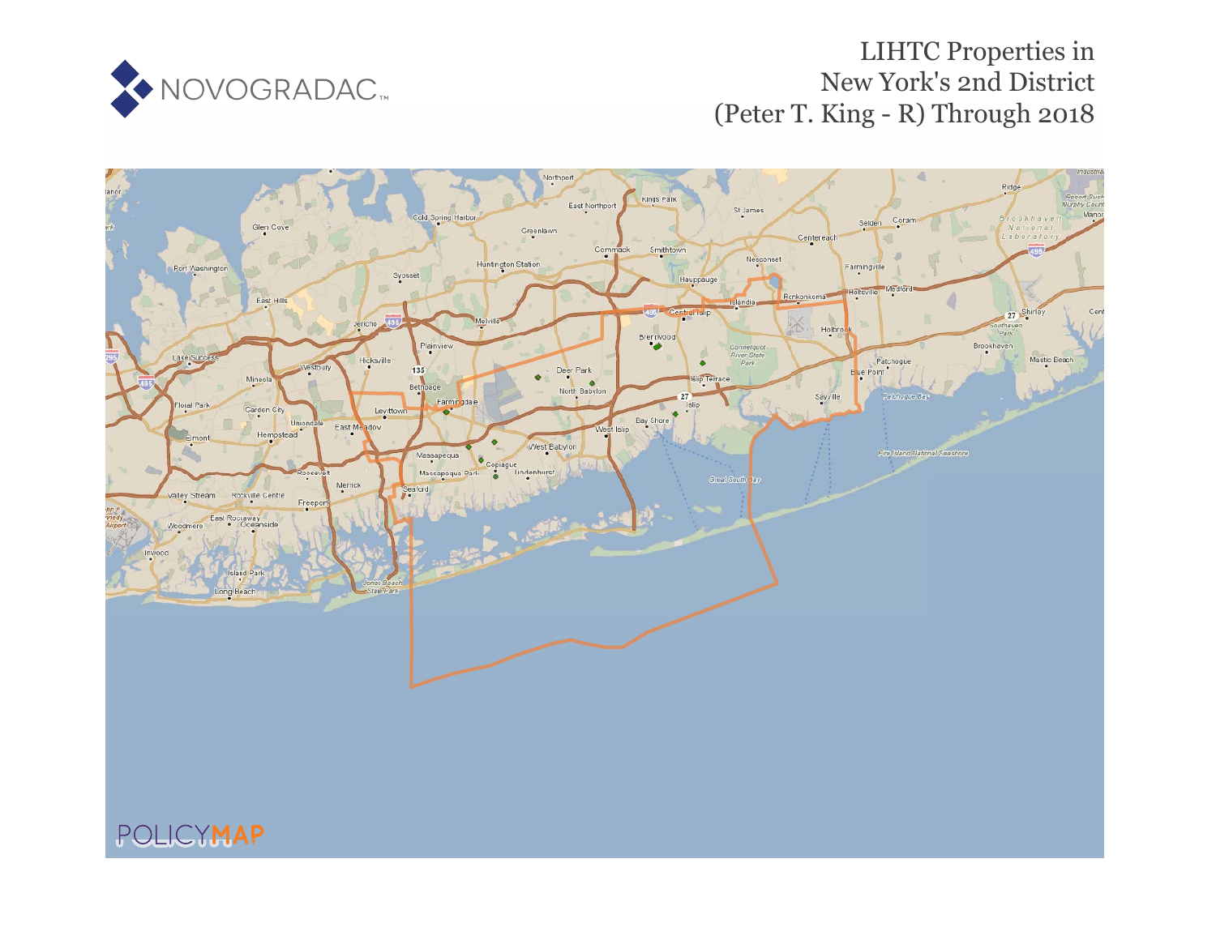# LIHTC Properties in New York's 2nd District (Peter T. King - R) Through 2018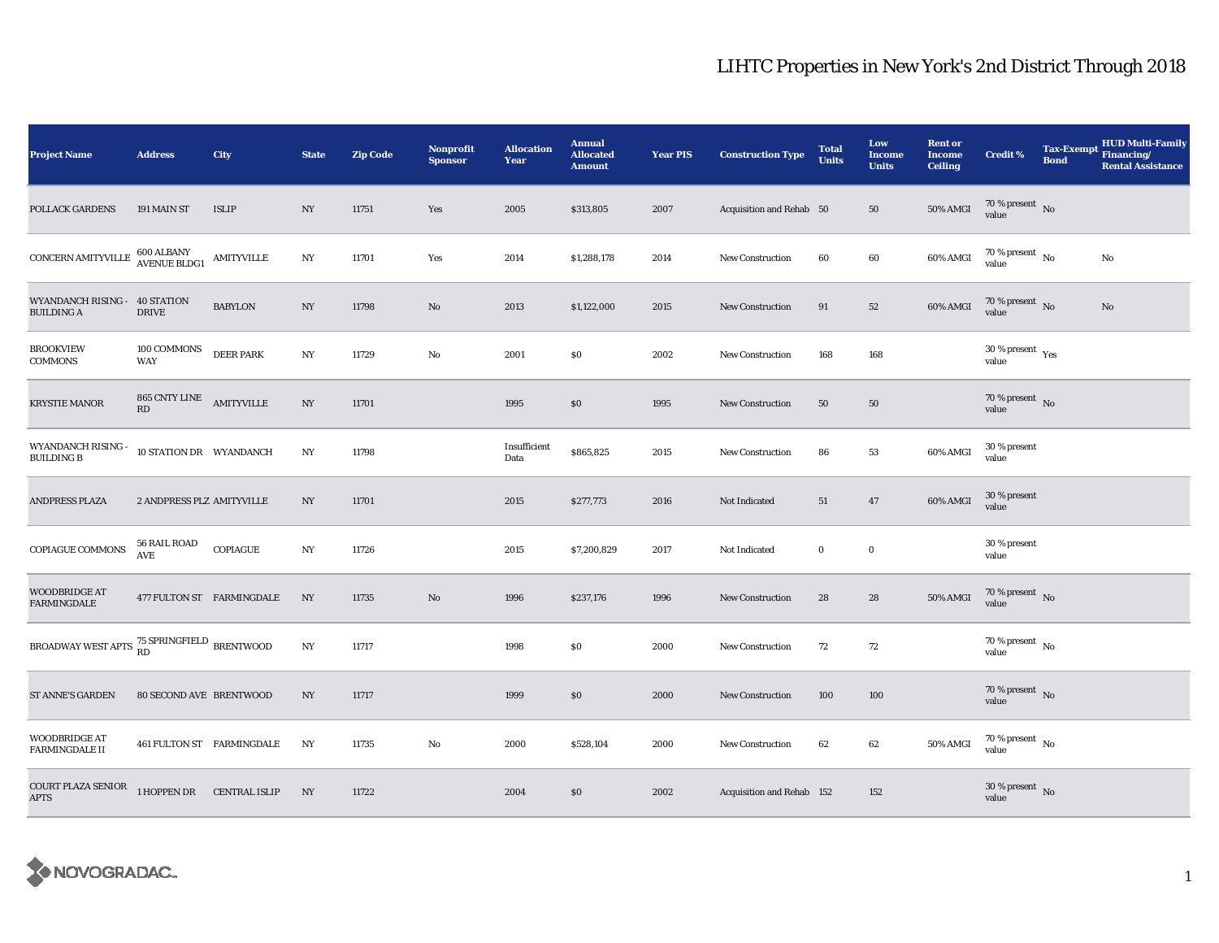# LIHTC Properties in New York's 2nd District Through 2018

| Project Name | Address | City | State | Zip Code | Nonprofit Sponsor | Allocation Year | Annual Allocated Amount | Year PIS | Construction Type | Total Units | Low Income Units | Rent or Income Ceiling | Credit % | Tax-Exempt Bond | HUD Multi-Family Financing/ Rental Assistance |
|---|---|---|---|---|---|---|---|---|---|---|---|---|---|---|---|
| POLLACK GARDENS | 191 MAIN ST | ISLIP | NY | 11751 | Yes | 2005 | $313,805 | 2007 | Acquisition and Rehab | 50 | 50 | 50% AMGI | 70 % present value | No | |
| CONCERN AMITYVILLE | 600 ALBANY AVENUE BLDG1 | AMITYVILLE | NY | 11701 | Yes | 2014 | $1,288,178 | 2014 | New Construction | 60 | 60 | 60% AMGI | 70 % present value | No | No |
| WYANDANCH RISING - BUILDING A | 40 STATION DRIVE | BABYLON | NY | 11798 | No | 2013 | $1,122,000 | 2015 | New Construction | 91 | 52 | 60% AMGI | 70 % present value | No | No |
| BROOKVIEW COMMONS | 100 COMMONS WAY | DEER PARK | NY | 11729 | No | 2001 | $0 | 2002 | New Construction | 168 | 168 | | 30 % present value | Yes | |
| KRYSTIE MANOR | 865 CNTY LINE RD | AMITYVILLE | NY | 11701 | | 1995 | $0 | 1995 | New Construction | 50 | 50 | | 70 % present value | No | |
| WYANDANCH RISING - BUILDING B | 10 STATION DR | WYANDANCH | NY | 11798 | | Insufficient Data | $865,825 | 2015 | New Construction | 86 | 53 | 60% AMGI | 30 % present value | | |
| ANDPRESS PLAZA | 2 ANDPRESS PLZ | AMITYVILLE | NY | 11701 | | 2015 | $277,773 | 2016 | Not Indicated | 51 | 47 | 60% AMGI | 30 % present value | | |
| COPIAGUE COMMONS | 56 RAIL ROAD AVE | COPIAGUE | NY | 11726 | | 2015 | $7,200,829 | 2017 | Not Indicated | 0 | 0 | | 30 % present value | | |
| WOODBRIDGE AT FARMINGDALE | 477 FULTON ST | FARMINGDALE | NY | 11735 | No | 1996 | $237,176 | 1996 | New Construction | 28 | 28 | 50% AMGI | 70 % present value | No | |
| BROADWAY WEST APTS | 75 SPRINGFIELD RD | BRENTWOOD | NY | 11717 | | 1998 | $0 | 2000 | New Construction | 72 | 72 | | 70 % present value | No | |
| ST ANNE'S GARDEN | 80 SECOND AVE | BRENTWOOD | NY | 11717 | | 1999 | $0 | 2000 | New Construction | 100 | 100 | | 70 % present value | No | |
| WOODBRIDGE AT FARMINGDALE II | 461 FULTON ST | FARMINGDALE | NY | 11735 | No | 2000 | $528,104 | 2000 | New Construction | 62 | 62 | 50% AMGI | 70 % present value | No | |
| COURT PLAZA SENIOR APTS | 1 HOPPEN DR | CENTRAL ISLIP | NY | 11722 | | 2004 | $0 | 2002 | Acquisition and Rehab | 152 | 152 | | 30 % present value | No | |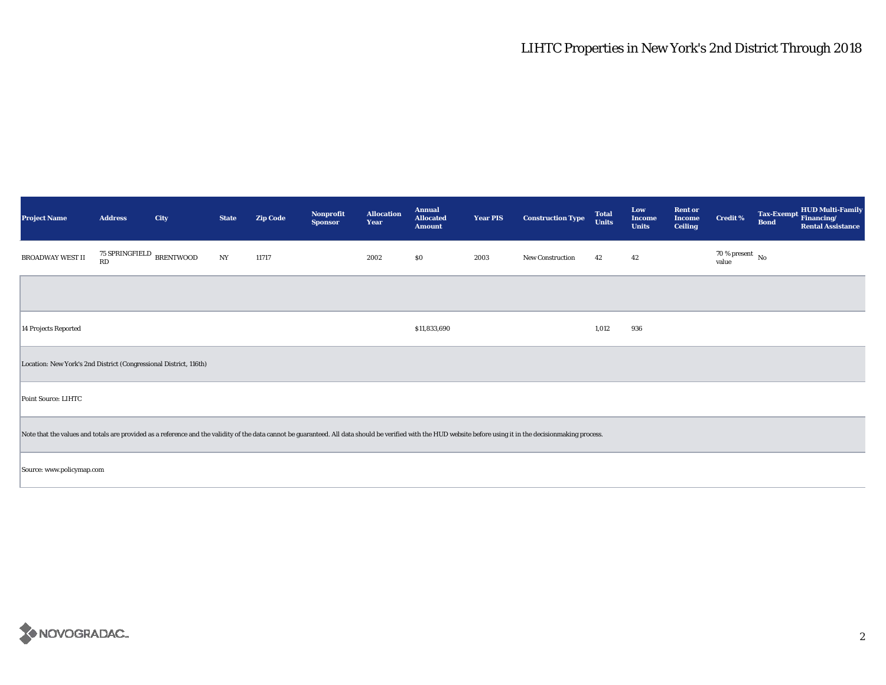# LIHTC Properties in New York's 2nd District Through 2018

| Project Name | Address | City | State | Zip Code | Nonprofit Sponsor | Allocation Year | Annual Allocated Amount | Year PIS | Construction Type | Total Units | Low Income Units | Rent or Income Ceiling | Credit % | Tax-Exempt Bond | HUD Multi-Family Financing/ Rental Assistance |
|---|---|---|---|---|---|---|---|---|---|---|---|---|---|---|---|
| BROADWAY WEST II | 75 SPRINGFIELD RD | BRENTWOOD | NY | 11717 | | 2002 | $0 | 2003 | New Construction | 42 | 42 | | 70 % present value | No | |
| | | | | | | | | | | | | | | | |
| 14 Projects Reported | | | | | | | $11,833,690 | | | 1,012 | 936 | | | | |

Location: New York's 2nd District (Congressional District, 116th)

Point Source: LIHTC

Note that the values and totals are provided as a reference and the validity of the data cannot be guaranteed. All data should be verified with the HUD website before using it in the decisionmaking process.

Source: www.policymap.com